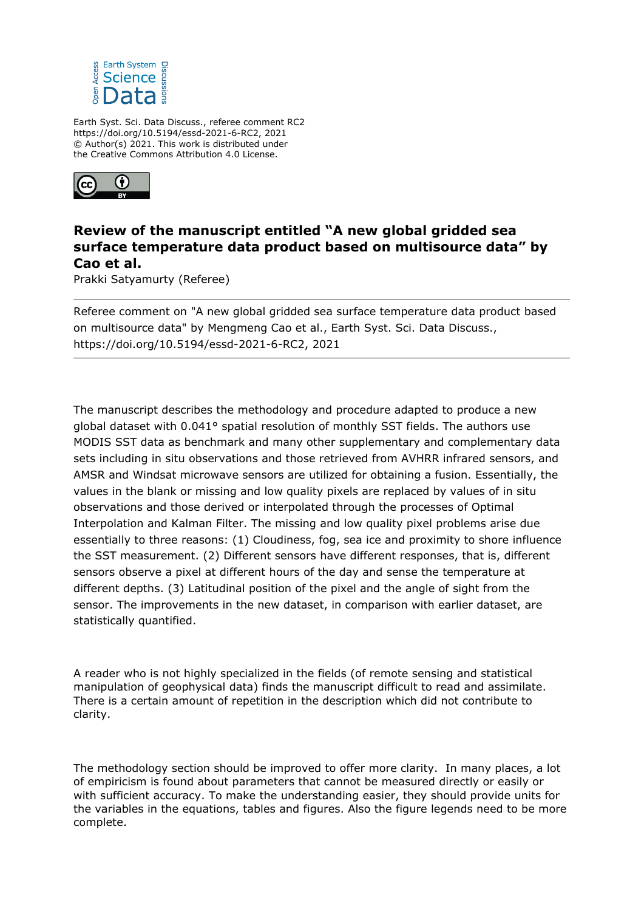Earth Syst. Sci. Data Discuss., referee comment RC2
https://doi.org/10.5194/essd-2021-6-RC2, 2021
© Author(s) 2021. This work is distributed under
the Creative Commons Attribution 4.0 License.

# Review of the manuscript entitled "A new global gridded sea surface temperature data product based on multisource data" by Cao et al.

Prakki Satyamurty (Referee)

---

Referee comment on "A new global gridded sea surface temperature data product based on multisource data" by Mengmeng Cao et al., Earth Syst. Sci. Data Discuss., https://doi.org/10.5194/essd-2021-6-RC2, 2021

---

The manuscript describes the methodology and procedure adapted to produce a new global dataset with 0.041° spatial resolution of monthly SST fields. The authors use MODIS SST data as benchmark and many other supplementary and complementary data sets including in situ observations and those retrieved from AVHRR infrared sensors, and AMSR and Windsat microwave sensors are utilized for obtaining a fusion. Essentially, the values in the blank or missing and low quality pixels are replaced by values of in situ observations and those derived or interpolated through the processes of Optimal Interpolation and Kalman Filter. The missing and low quality pixel problems arise due essentially to three reasons: (1) Cloudiness, fog, sea ice and proximity to shore influence the SST measurement. (2) Different sensors have different responses, that is, different sensors observe a pixel at different hours of the day and sense the temperature at different depths. (3) Latitudinal position of the pixel and the angle of sight from the sensor. The improvements in the new dataset, in comparison with earlier dataset, are statistically quantified.

A reader who is not highly specialized in the fields (of remote sensing and statistical manipulation of geophysical data) finds the manuscript difficult to read and assimilate. There is a certain amount of repetition in the description which did not contribute to clarity.

The methodology section should be improved to offer more clarity. In many places, a lot of empiricism is found about parameters that cannot be measured directly or easily or with sufficient accuracy. To make the understanding easier, they should provide units for the variables in the equations, tables and figures. Also the figure legends need to be more complete.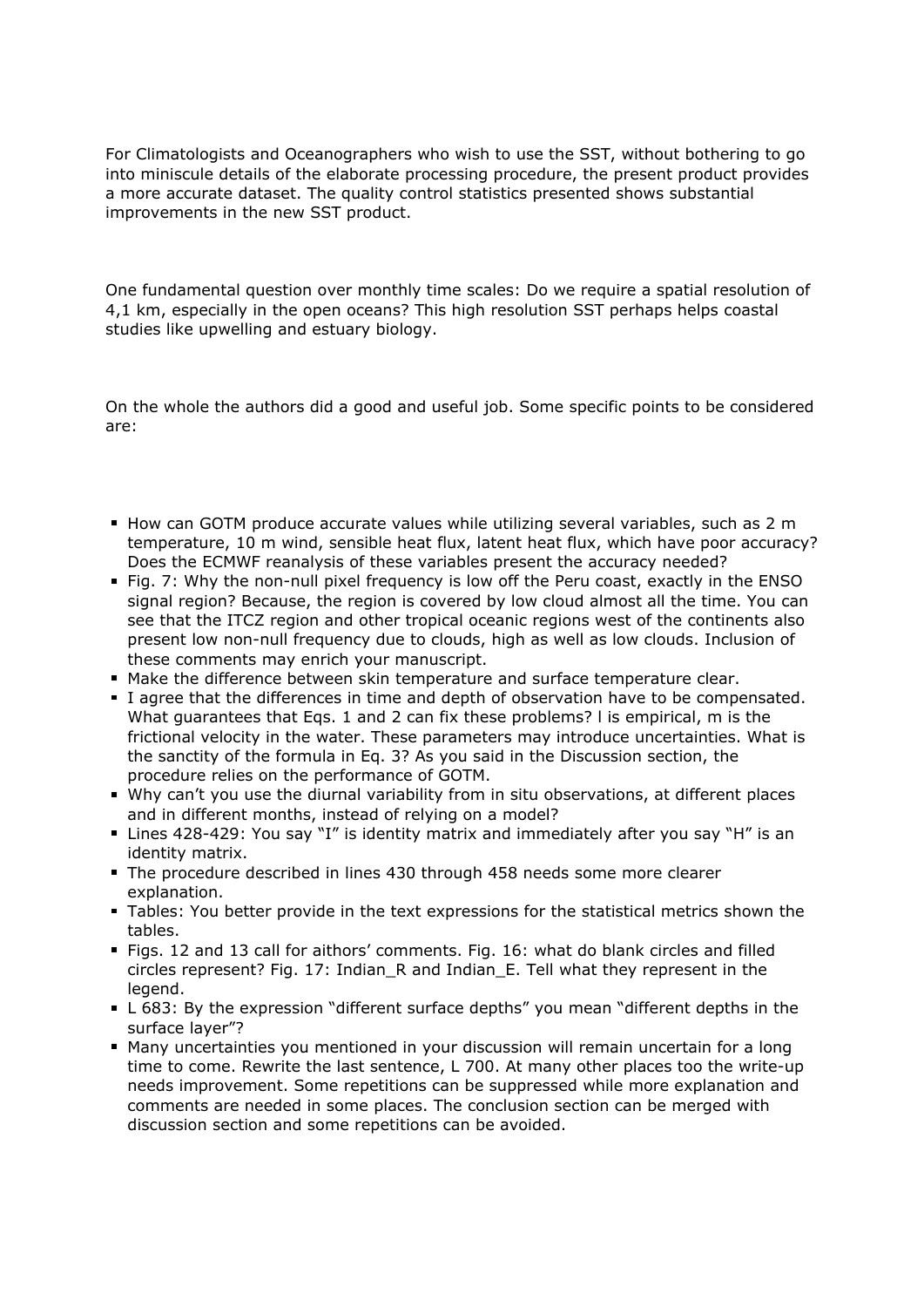For Climatologists and Oceanographers who wish to use the SST, without bothering to go into miniscule details of the elaborate processing procedure, the present product provides a more accurate dataset. The quality control statistics presented shows substantial improvements in the new SST product.

One fundamental question over monthly time scales: Do we require a spatial resolution of 4,1 km, especially in the open oceans? This high resolution SST perhaps helps coastal studies like upwelling and estuary biology.

On the whole the authors did a good and useful job. Some specific points to be considered are:

- How can GOTM produce accurate values while utilizing several variables, such as 2 m temperature, 10 m wind, sensible heat flux, latent heat flux, which have poor accuracy? Does the ECMWF reanalysis of these variables present the accuracy needed?
- Fig. 7: Why the non-null pixel frequency is low off the Peru coast, exactly in the ENSO signal region? Because, the region is covered by low cloud almost all the time. You can see that the ITCZ region and other tropical oceanic regions west of the continents also present low non-null frequency due to clouds, high as well as low clouds. Inclusion of these comments may enrich your manuscript.
- Make the difference between skin temperature and surface temperature clear.
- I agree that the differences in time and depth of observation have to be compensated. What guarantees that Eqs. 1 and 2 can fix these problems? l is empirical, m is the frictional velocity in the water. These parameters may introduce uncertainties. What is the sanctity of the formula in Eq. 3? As you said in the Discussion section, the procedure relies on the performance of GOTM.
- Why can't you use the diurnal variability from in situ observations, at different places and in different months, instead of relying on a model?
- Lines 428-429: You say "I" is identity matrix and immediately after you say "H" is an identity matrix.
- The procedure described in lines 430 through 458 needs some more clearer explanation.
- Tables: You better provide in the text expressions for the statistical metrics shown the tables.
- Figs. 12 and 13 call for aithors' comments. Fig. 16: what do blank circles and filled circles represent? Fig. 17: Indian_R and Indian_E. Tell what they represent in the legend.
- L 683: By the expression "different surface depths" you mean "different depths in the surface layer"?
- Many uncertainties you mentioned in your discussion will remain uncertain for a long time to come. Rewrite the last sentence, L 700. At many other places too the write-up needs improvement. Some repetitions can be suppressed while more explanation and comments are needed in some places. The conclusion section can be merged with discussion section and some repetitions can be avoided.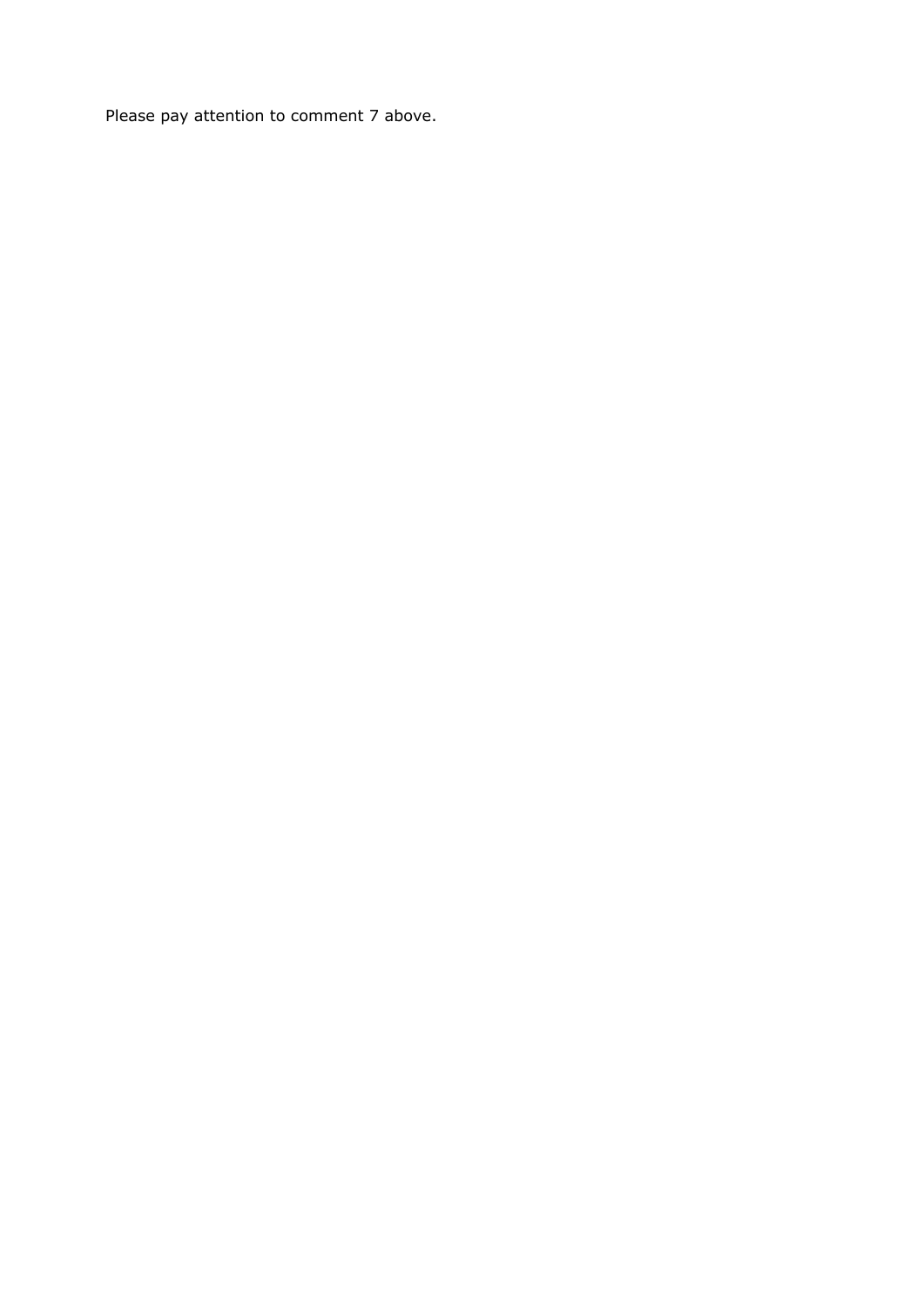Please pay attention to comment 7 above.